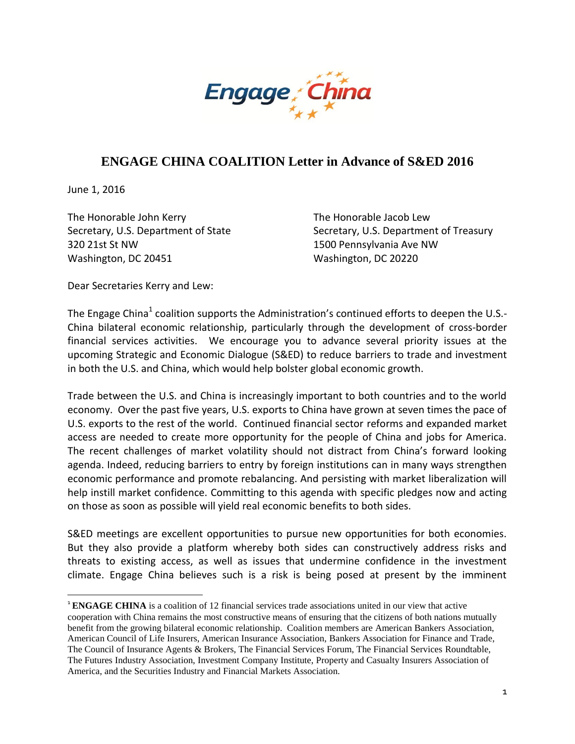# ENGAGE CHINA COALITION Letter in Advance of S&ED 2016

June 1, 2016

The Honorable John Kerry
Secretary, U.S. Department of State
320 21st St NW
Washington, DC 20451

The Honorable Jacob Lew
Secretary, U.S. Department of Treasury
1500 Pennsylvania Ave NW
Washington, DC 20220

Dear Secretaries Kerry and Lew:

The Engage China[1] coalition supports the Administration's continued efforts to deepen the U.S.-China bilateral economic relationship, particularly through the development of cross-border financial services activities. We encourage you to advance several priority issues at the upcoming Strategic and Economic Dialogue (S&ED) to reduce barriers to trade and investment in both the U.S. and China, which would help bolster global economic growth.

Trade between the U.S. and China is increasingly important to both countries and to the world economy. Over the past five years, U.S. exports to China have grown at seven times the pace of U.S. exports to the rest of the world. Continued financial sector reforms and expanded market access are needed to create more opportunity for the people of China and jobs for America. The recent challenges of market volatility should not distract from China's forward looking agenda. Indeed, reducing barriers to entry by foreign institutions can in many ways strengthen economic performance and promote rebalancing. And persisting with market liberalization will help instill market confidence. Committing to this agenda with specific pledges now and acting on those as soon as possible will yield real economic benefits to both sides.

S&ED meetings are excellent opportunities to pursue new opportunities for both economies. But they also provide a platform whereby both sides can constructively address risks and threats to existing access, as well as issues that undermine confidence in the investment climate. Engage China believes such is a risk is being posed at present by the imminent

---

[1] **ENGAGE CHINA** is a coalition of 12 financial services trade associations united in our view that active cooperation with China remains the most constructive means of ensuring that the citizens of both nations mutually benefit from the growing bilateral economic relationship. Coalition members are American Bankers Association, American Council of Life Insurers, American Insurance Association, Bankers Association for Finance and Trade, The Council of Insurance Agents & Brokers, The Financial Services Forum, The Financial Services Roundtable, The Futures Industry Association, Investment Company Institute, Property and Casualty Insurers Association of America, and the Securities Industry and Financial Markets Association.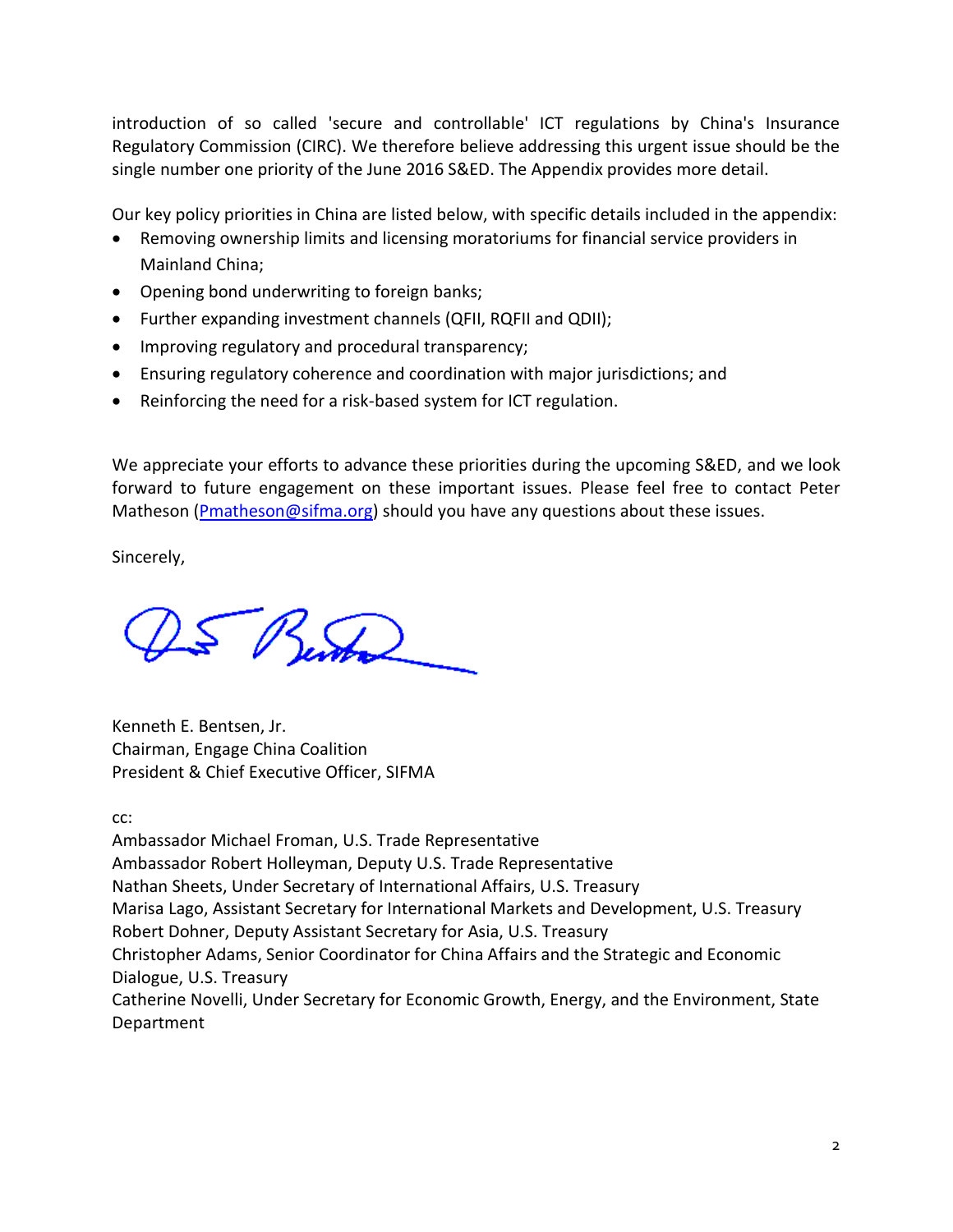introduction of so called 'secure and controllable' ICT regulations by China's Insurance Regulatory Commission (CIRC). We therefore believe addressing this urgent issue should be the single number one priority of the June 2016 S&ED. The Appendix provides more detail.

Our key policy priorities in China are listed below, with specific details included in the appendix:

- Removing ownership limits and licensing moratoriums for financial service providers in Mainland China;
- Opening bond underwriting to foreign banks;
- Further expanding investment channels (QFII, RQFII and QDII);
- Improving regulatory and procedural transparency;
- Ensuring regulatory coherence and coordination with major jurisdictions; and
- Reinforcing the need for a risk-based system for ICT regulation.

We appreciate your efforts to advance these priorities during the upcoming S&ED, and we look forward to future engagement on these important issues. Please feel free to contact Peter Matheson (Pmatheson@sifma.org) should you have any questions about these issues.

Sincerely,

Kenneth E. Bentsen, Jr.
Chairman, Engage China Coalition
President & Chief Executive Officer, SIFMA

cc:
Ambassador Michael Froman, U.S. Trade Representative
Ambassador Robert Holleyman, Deputy U.S. Trade Representative
Nathan Sheets, Under Secretary of International Affairs, U.S. Treasury
Marisa Lago, Assistant Secretary for International Markets and Development, U.S. Treasury
Robert Dohner, Deputy Assistant Secretary for Asia, U.S. Treasury
Christopher Adams, Senior Coordinator for China Affairs and the Strategic and Economic Dialogue, U.S. Treasury
Catherine Novelli, Under Secretary for Economic Growth, Energy, and the Environment, State Department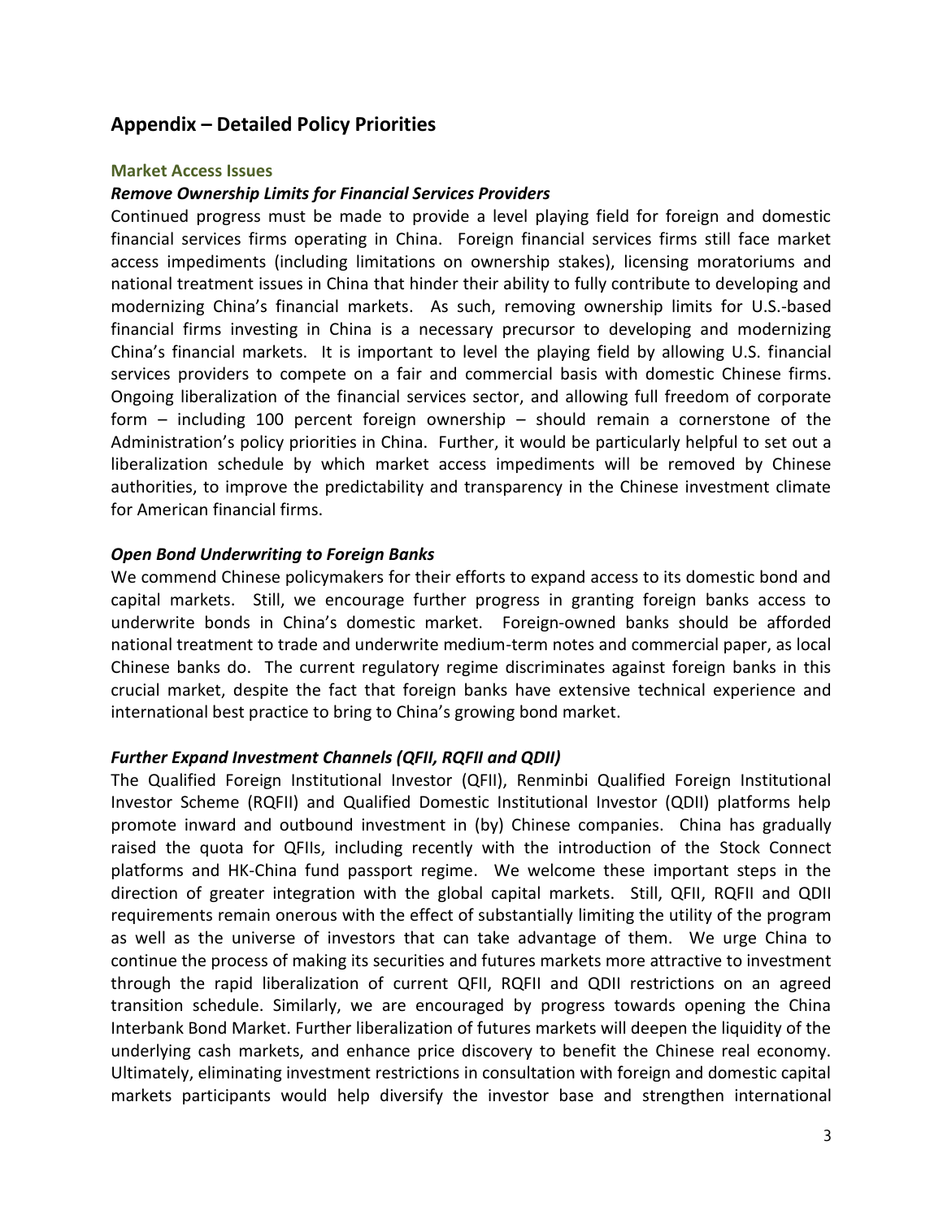## Appendix – Detailed Policy Priorities

### Market Access Issues

#### *Remove Ownership Limits for Financial Services Providers*

Continued progress must be made to provide a level playing field for foreign and domestic financial services firms operating in China. Foreign financial services firms still face market access impediments (including limitations on ownership stakes), licensing moratoriums and national treatment issues in China that hinder their ability to fully contribute to developing and modernizing China's financial markets. As such, removing ownership limits for U.S.-based financial firms investing in China is a necessary precursor to developing and modernizing China's financial markets. It is important to level the playing field by allowing U.S. financial services providers to compete on a fair and commercial basis with domestic Chinese firms. Ongoing liberalization of the financial services sector, and allowing full freedom of corporate form – including 100 percent foreign ownership – should remain a cornerstone of the Administration's policy priorities in China. Further, it would be particularly helpful to set out a liberalization schedule by which market access impediments will be removed by Chinese authorities, to improve the predictability and transparency in the Chinese investment climate for American financial firms.

#### *Open Bond Underwriting to Foreign Banks*

We commend Chinese policymakers for their efforts to expand access to its domestic bond and capital markets. Still, we encourage further progress in granting foreign banks access to underwrite bonds in China's domestic market. Foreign-owned banks should be afforded national treatment to trade and underwrite medium-term notes and commercial paper, as local Chinese banks do. The current regulatory regime discriminates against foreign banks in this crucial market, despite the fact that foreign banks have extensive technical experience and international best practice to bring to China's growing bond market.

#### *Further Expand Investment Channels (QFII, RQFII and QDII)*

The Qualified Foreign Institutional Investor (QFII), Renminbi Qualified Foreign Institutional Investor Scheme (RQFII) and Qualified Domestic Institutional Investor (QDII) platforms help promote inward and outbound investment in (by) Chinese companies. China has gradually raised the quota for QFIIs, including recently with the introduction of the Stock Connect platforms and HK-China fund passport regime. We welcome these important steps in the direction of greater integration with the global capital markets. Still, QFII, RQFII and QDII requirements remain onerous with the effect of substantially limiting the utility of the program as well as the universe of investors that can take advantage of them. We urge China to continue the process of making its securities and futures markets more attractive to investment through the rapid liberalization of current QFII, RQFII and QDII restrictions on an agreed transition schedule. Similarly, we are encouraged by progress towards opening the China Interbank Bond Market. Further liberalization of futures markets will deepen the liquidity of the underlying cash markets, and enhance price discovery to benefit the Chinese real economy. Ultimately, eliminating investment restrictions in consultation with foreign and domestic capital markets participants would help diversify the investor base and strengthen international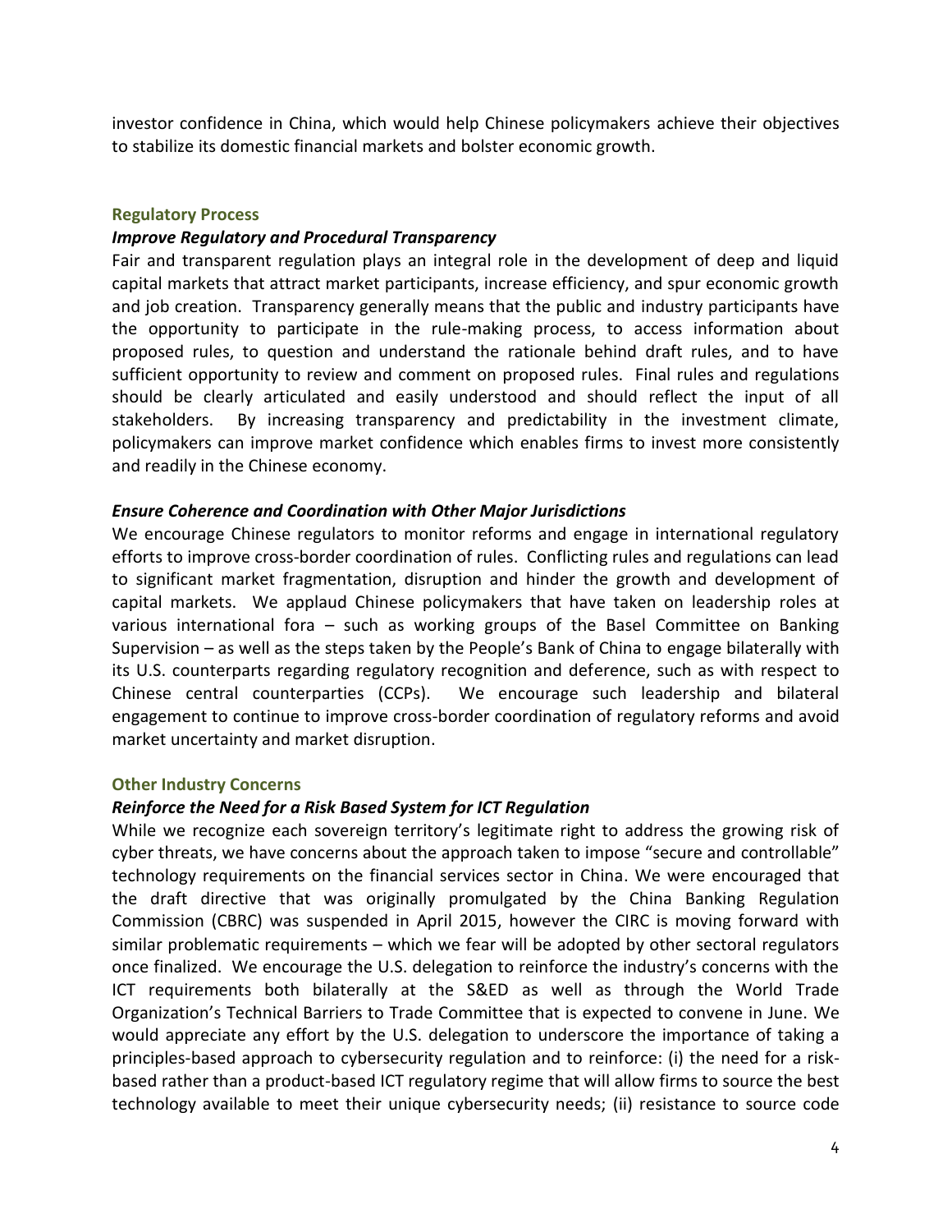investor confidence in China, which would help Chinese policymakers achieve their objectives to stabilize its domestic financial markets and bolster economic growth.

## Regulatory Process

### *Improve Regulatory and Procedural Transparency*

Fair and transparent regulation plays an integral role in the development of deep and liquid capital markets that attract market participants, increase efficiency, and spur economic growth and job creation. Transparency generally means that the public and industry participants have the opportunity to participate in the rule-making process, to access information about proposed rules, to question and understand the rationale behind draft rules, and to have sufficient opportunity to review and comment on proposed rules. Final rules and regulations should be clearly articulated and easily understood and should reflect the input of all stakeholders. By increasing transparency and predictability in the investment climate, policymakers can improve market confidence which enables firms to invest more consistently and readily in the Chinese economy.

### *Ensure Coherence and Coordination with Other Major Jurisdictions*

We encourage Chinese regulators to monitor reforms and engage in international regulatory efforts to improve cross-border coordination of rules. Conflicting rules and regulations can lead to significant market fragmentation, disruption and hinder the growth and development of capital markets. We applaud Chinese policymakers that have taken on leadership roles at various international fora – such as working groups of the Basel Committee on Banking Supervision – as well as the steps taken by the People's Bank of China to engage bilaterally with its U.S. counterparts regarding regulatory recognition and deference, such as with respect to Chinese central counterparties (CCPs). We encourage such leadership and bilateral engagement to continue to improve cross-border coordination of regulatory reforms and avoid market uncertainty and market disruption.

## Other Industry Concerns

### *Reinforce the Need for a Risk Based System for ICT Regulation*

While we recognize each sovereign territory's legitimate right to address the growing risk of cyber threats, we have concerns about the approach taken to impose "secure and controllable" technology requirements on the financial services sector in China. We were encouraged that the draft directive that was originally promulgated by the China Banking Regulation Commission (CBRC) was suspended in April 2015, however the CIRC is moving forward with similar problematic requirements – which we fear will be adopted by other sectoral regulators once finalized. We encourage the U.S. delegation to reinforce the industry's concerns with the ICT requirements both bilaterally at the S&ED as well as through the World Trade Organization's Technical Barriers to Trade Committee that is expected to convene in June. We would appreciate any effort by the U.S. delegation to underscore the importance of taking a principles-based approach to cybersecurity regulation and to reinforce: (i) the need for a risk-based rather than a product-based ICT regulatory regime that will allow firms to source the best technology available to meet their unique cybersecurity needs; (ii) resistance to source code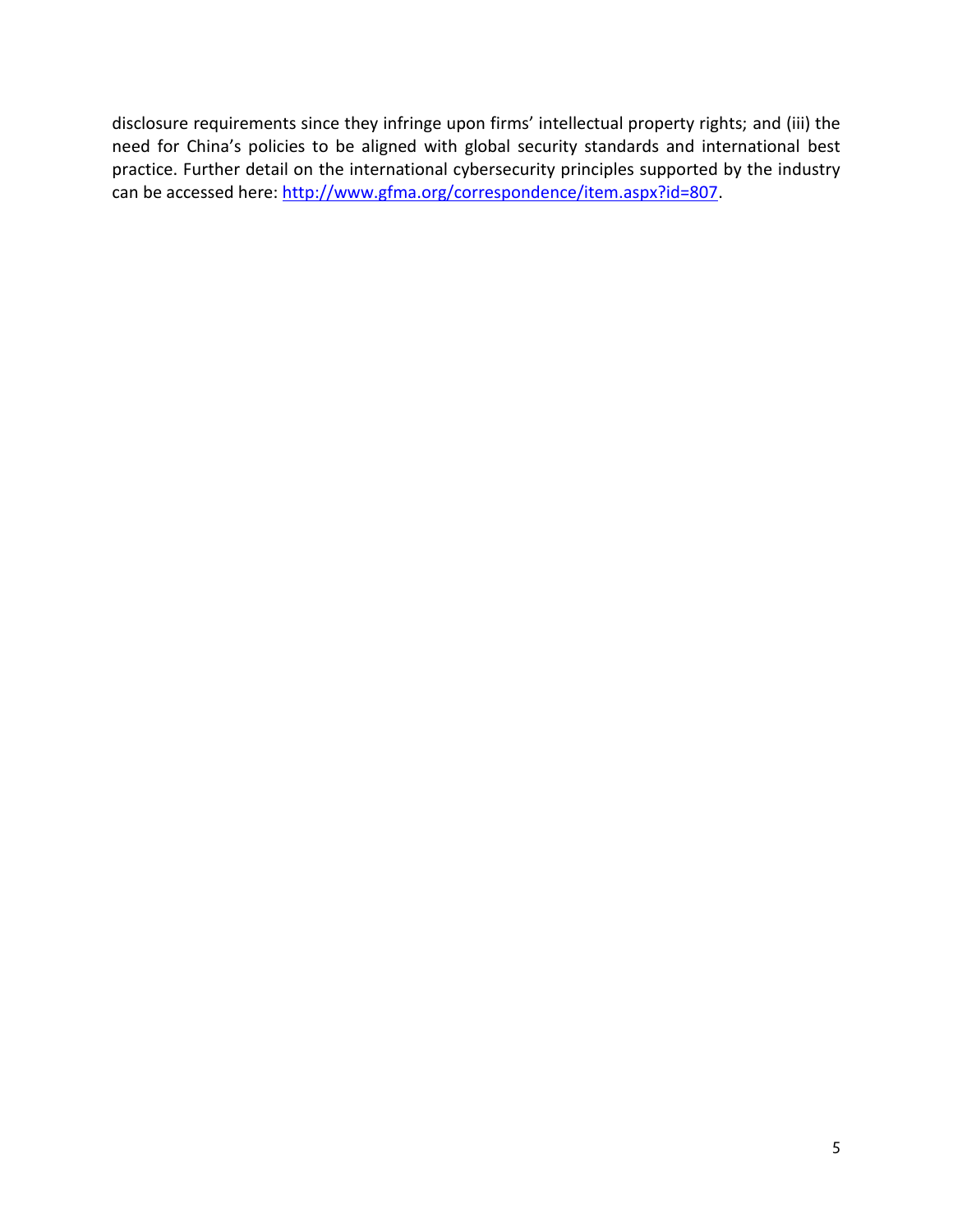disclosure requirements since they infringe upon firms' intellectual property rights; and (iii) the need for China's policies to be aligned with global security standards and international best practice. Further detail on the international cybersecurity principles supported by the industry can be accessed here: [http://www.gfma.org/correspondence/item.aspx?id=807](http://www.gfma.org/correspondence/item.aspx?id=807).